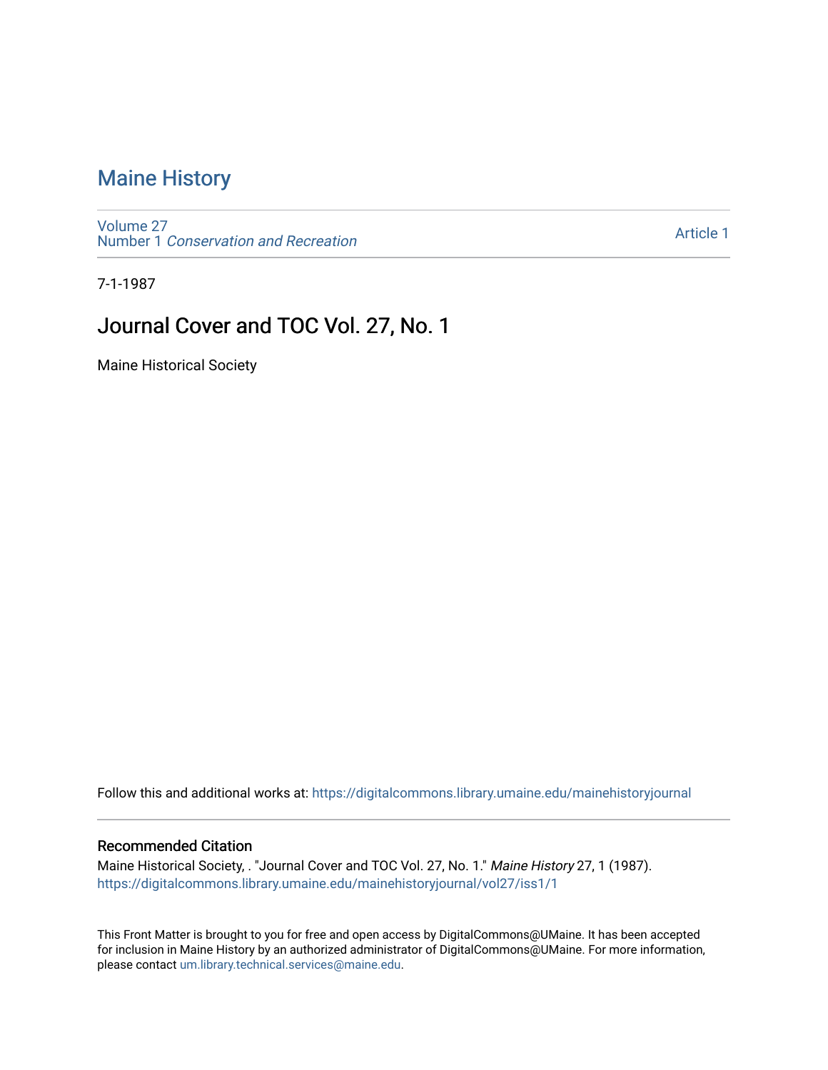# Maine History

Volume 27
Number 1 *Conservation and Recreation*

Article 1

7-1-1987

## Journal Cover and TOC Vol. 27, No. 1

Maine Historical Society

Follow this and additional works at: https://digitalcommons.library.umaine.edu/mainehistoryjournal

### Recommended Citation

Maine Historical Society, . "Journal Cover and TOC Vol. 27, No. 1." *Maine History* 27, 1 (1987). https://digitalcommons.library.umaine.edu/mainehistoryjournal/vol27/iss1/1

This Front Matter is brought to you for free and open access by DigitalCommons@UMaine. It has been accepted for inclusion in Maine History by an authorized administrator of DigitalCommons@UMaine. For more information, please contact um.library.technical.services@maine.edu.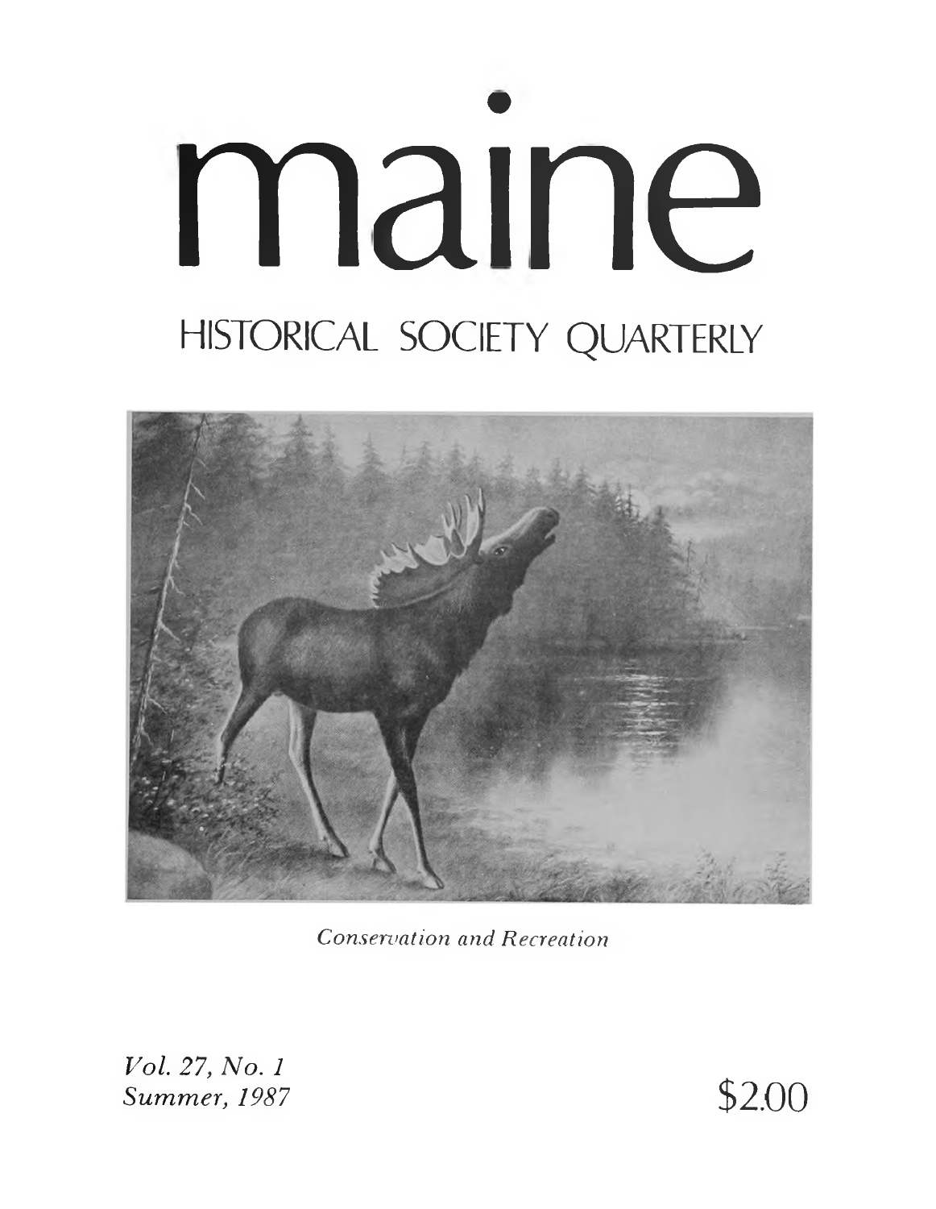# maine

## HISTORICAL SOCIETY QUARTERLY

*Conservation and Recreation*

*Vol. 27, No. 1*
*Summer, 1987*

$2.00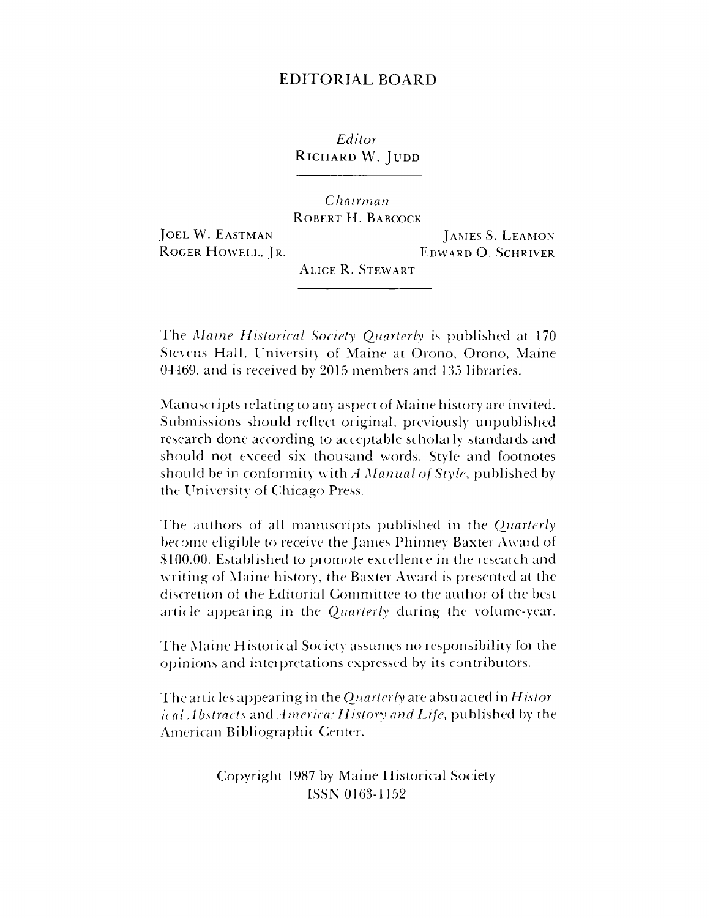# EDITORIAL BOARD

*Editor*
RICHARD W. JUDD

---

*Chairman*
ROBERT H. BABCOCK

JOEL W. EASTMAN
JAMES S. LEAMON
ROGER HOWELL, JR.
EDWARD O. SCHRIVER
ALICE R. STEWART

---

The *Maine Historical Society Quarterly* is published at 170 Stevens Hall, University of Maine at Orono, Orono, Maine 04469, and is received by 2015 members and 135 libraries.

Manuscripts relating to any aspect of Maine history are invited. Submissions should reflect original, previously unpublished research done according to acceptable scholarly standards and should not exceed six thousand words. Style and footnotes should be in conformity with *A Manual of Style*, published by the University of Chicago Press.

The authors of all manuscripts published in the *Quarterly* become eligible to receive the James Phinney Baxter Award of $100.00. Established to promote excellence in the research and writing of Maine history, the Baxter Award is presented at the discretion of the Editorial Committee to the author of the best article appearing in the *Quarterly* during the volume-year.

The Maine Historical Society assumes no responsibility for the opinions and interpretations expressed by its contributors.

The articles appearing in the *Quarterly* are abstracted in *Historical Abstracts* and *America: History and Life*, published by the American Bibliographic Center.

Copyright 1987 by Maine Historical Society
ISSN 0163-1152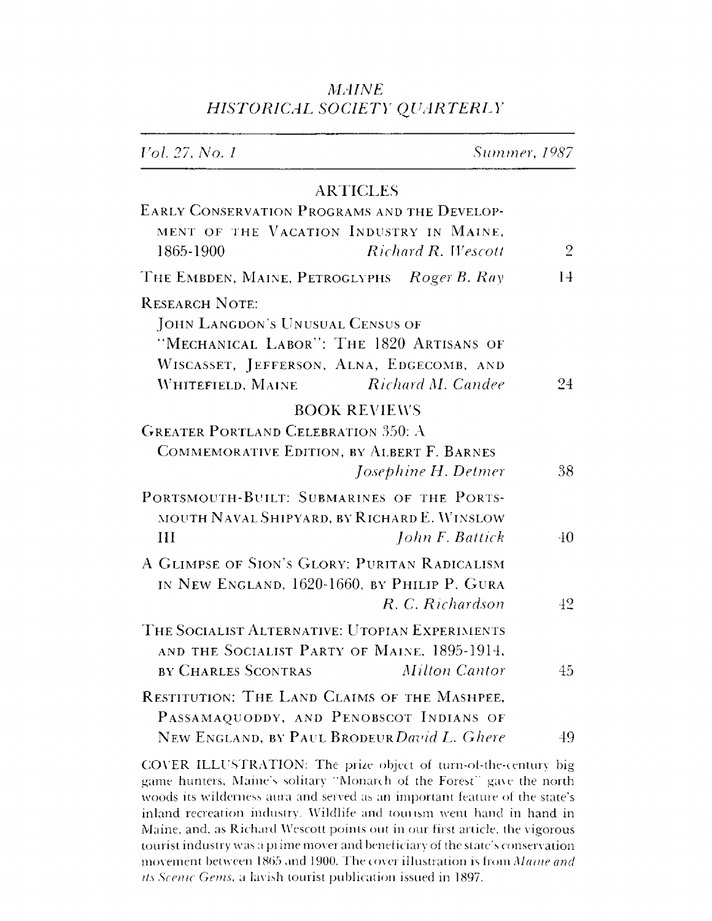# MAINE HISTORICAL SOCIETY QUARTERLY

*Vol. 27, No. 1* *Summer, 1987*

## ARTICLES

| | | |
|---|---|---|
| EARLY CONSERVATION PROGRAMS AND THE DEVELOPMENT OF THE VACATION INDUSTRY IN MAINE, 1865-1900 | *Richard R. Wescott* | 2 |
| THE EMBDEN, MAINE, PETROGLYPHS | *Roger B. Ray* | 14 |
| RESEARCH NOTE: JOHN LANGDON'S UNUSUAL CENSUS OF "MECHANICAL LABOR": THE 1820 ARTISANS OF WISCASSET, JEFFERSON, ALNA, EDGECOMB, AND WHITEFIELD, MAINE | *Richard M. Candee* | 24 |

## BOOK REVIEWS

| | | |
|---|---|---|
| GREATER PORTLAND CELEBRATION 350: A COMMEMORATIVE EDITION, BY ALBERT F. BARNES | *Josephine H. Detmer* | 38 |
| PORTSMOUTH-BUILT: SUBMARINES OF THE PORTSMOUTH NAVAL SHIPYARD, BY RICHARD E. WINSLOW III | *John F. Battick* | 40 |
| A GLIMPSE OF SION'S GLORY: PURITAN RADICALISM IN NEW ENGLAND, 1620-1660, BY PHILIP P. GURA | *R. C. Richardson* | 42 |
| THE SOCIALIST ALTERNATIVE: UTOPIAN EXPERIMENTS AND THE SOCIALIST PARTY OF MAINE, 1895-1914, BY CHARLES SCONTRAS | *Milton Cantor* | 45 |
| RESTITUTION: THE LAND CLAIMS OF THE MASHPEE, PASSAMAQUODDY, AND PENOBSCOT INDIANS OF NEW ENGLAND, BY PAUL BRODEUR | *David L. Ghere* | 49 |

COVER ILLUSTRATION: The prize object of turn-of-the-century big game hunters, Maine's solitary "Monarch of the Forest" gave the north woods its wilderness aura and served as an important feature of the state's inland recreation industry. Wildlife and tourism went hand in hand in Maine, and, as Richard Wescott points out in our first article, the vigorous tourist industry was a prime mover and beneficiary of the state's conservation movement between 1865 and 1900. The cover illustration is from *Maine and its Scenic Gems*, a lavish tourist publication issued in 1897.